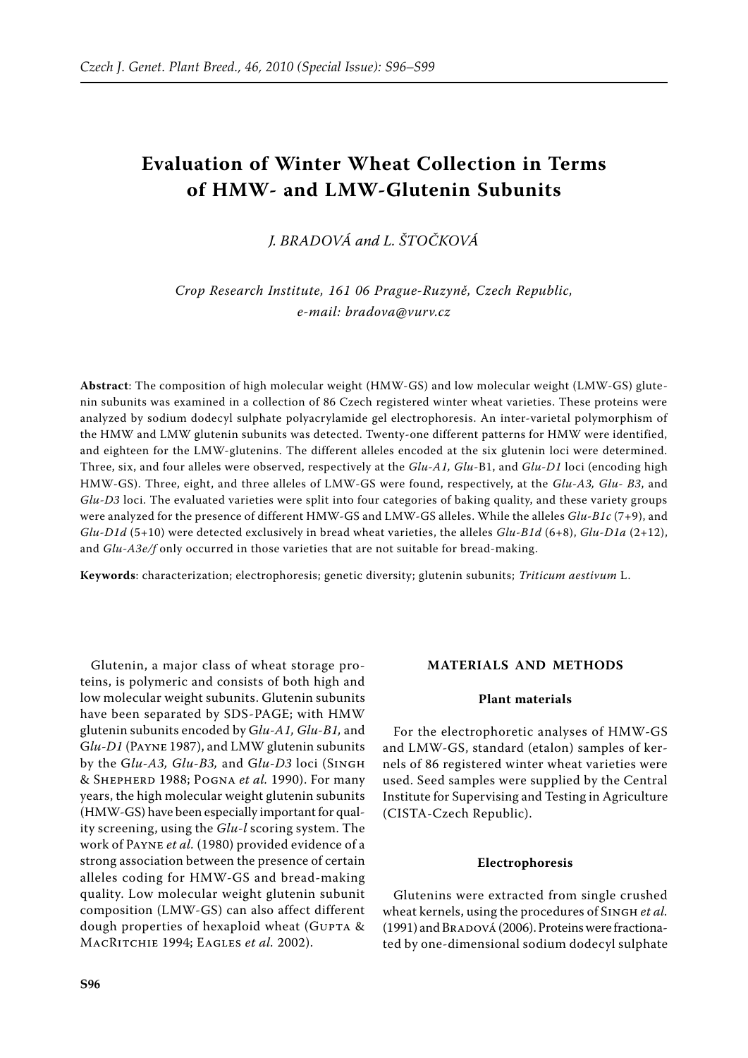# Evaluation of Winter Wheat Collection in Terms of HMW- and LMW-Glutenin Subunits

*J. BRADOVÁ and L. ŠTOČKOVÁ*

*Crop Research Institute, 161 06 Prague-Ruzyně, Czech Republic, e-mail: bradova@vurv.cz*

**Abstract**: The composition of high molecular weight (HMW-GS) and low molecular weight (LMW-GS) glutenin subunits was examined in a collection of 86 Czech registered winter wheat varieties. These proteins were analyzed by sodium dodecyl sulphate polyacrylamide gel electrophoresis. An inter-varietal polymorphism of the HMW and LMW glutenin subunits was detected. Twenty-one different patterns for HMW were identified, and eighteen for the LMW-glutenins. The different alleles encoded at the six glutenin loci were determined. Three, six, and four alleles were observed, respectively at the *Glu-A1, Glu*-B1, and *Glu-D1* loci (encoding high HMW-GS). Three, eight, and three alleles of LMW-GS were found, respectively, at the *Glu-A3, Glu- B3*, and *Glu-D3* loci. The evaluated varieties were split into four categories of baking quality, and these variety groups were analyzed for the presence of different HMW-GS and LMW-GS alleles. While the alleles *Glu-B1c* (7+9), and *Glu-D1d* (5+10) were detected exclusively in bread wheat varieties, the alleles *Glu-B1d* (6+8), *Glu-D1a* (2+12), and *Glu-A3e/f* only occurred in those varieties that are not suitable for bread-making.

**Keywords**: characterization; electrophoresis; genetic diversity; glutenin subunits; *Triticum aestivum* L.

Glutenin, a major class of wheat storage proteins, is polymeric and consists of both high and low molecular weight subunits. Glutenin subunits have been separated by SDS-PAGE; with HMW glutenin subunits encoded by G*lu-A1, Glu-B1,* and *Glu-D1* (Payne 1987), and LMW glutenin subunits by the G*lu-A3, Glu-B3,* and G*lu-D3* loci (Singh & Shepherd 1988; Pogna *et al.* 1990). For many years, the high molecular weight glutenin subunits (HMW-GS) have been especially important for quality screening, using the *Glu-l* scoring system. The work of Payne *et al.* (1980) provided evidence of a strong association between the presence of certain alleles coding for HMW-GS and bread-making quality. Low molecular weight glutenin subunit composition (LMW-GS) can also affect different dough properties of hexaploid wheat (Gupta & MacRitchie 1994; Eagles *et al.* 2002).

## MATERIALS AND METHODS

### Plant materials

For the electrophoretic analyses of HMW-GS and LMW-GS, standard (etalon) samples of kernels of 86 registered winter wheat varieties were used. Seed samples were supplied by the Central Institute for Supervising and Testing in Agriculture (CISTA-Czech Republic).

### Electrophoresis

Glutenins were extracted from single crushed wheat kernels, using the procedures of Singh *et al.* (1991) and Bradová (2006). Proteins were fractionated by one-dimensional sodium dodecyl sulphate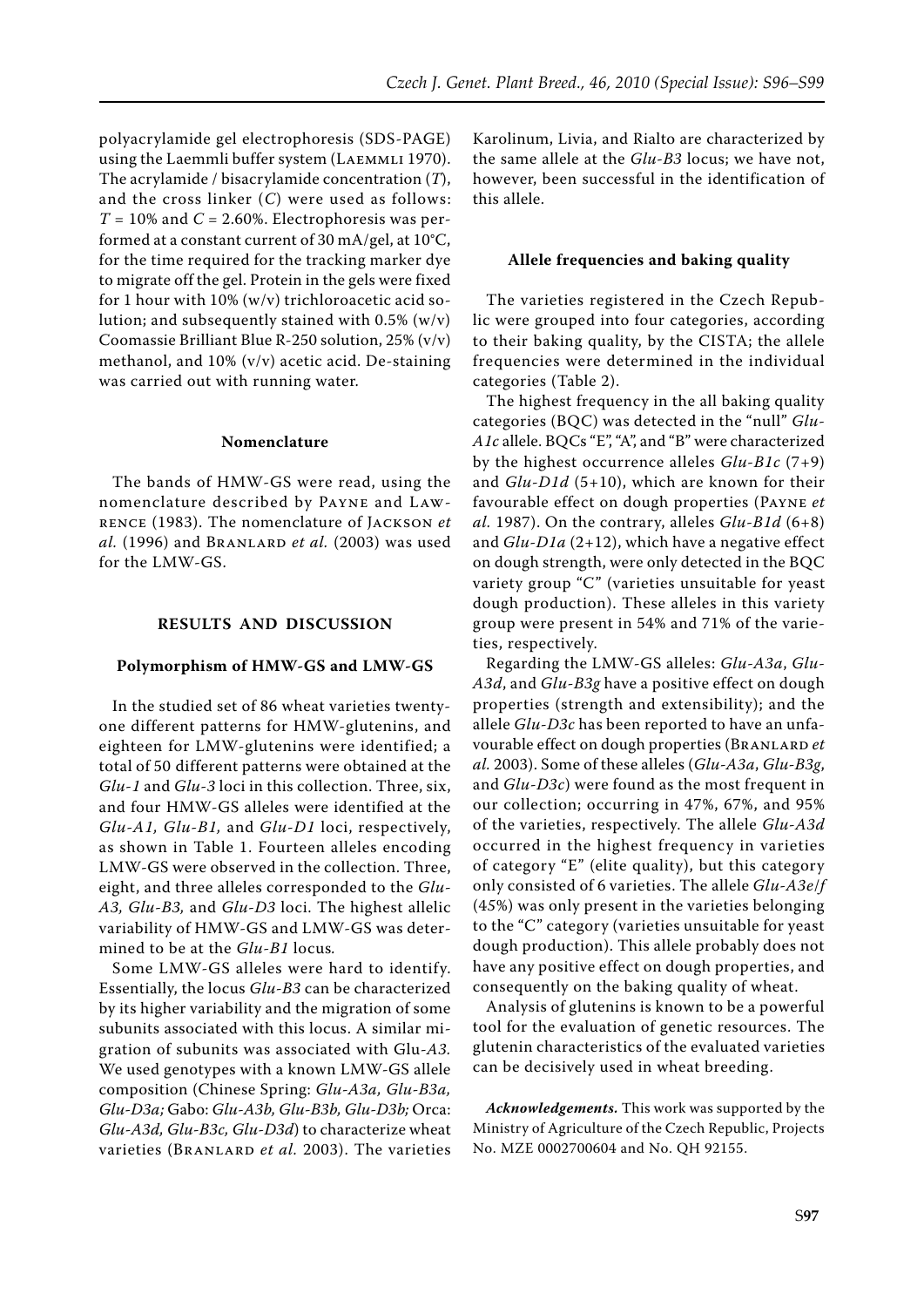polyacrylamide gel electrophoresis (SDS-PAGE) using the Laemmli buffer system (Laemmli 1970). The acrylamide / bisacrylamide concentration (*T*), and the cross linker (*C*) were used as follows: $T = 10\%$ and $C = 2.60\%$. Electrophoresis was performed at a constant current of 30 mA/gel, at 10°C, for the time required for the tracking marker dye to migrate off the gel. Protein in the gels were fixed for 1 hour with 10% (w/v) trichloroacetic acid solution; and subsequently stained with 0.5% (w/v) Coomassie Brilliant Blue R-250 solution, 25% (v/v) methanol, and 10% (v/v) acetic acid. De-staining was carried out with running water.

#### Nomenclature

The bands of HMW-GS were read, using the nomenclature described by Payne and Lawrence (1983). The nomenclature of Jackson *et al.* (1996) and Branlard *et al.* (2003) was used for the LMW-GS.

## RESULTS AND DISCUSSION

#### Polymorphism of HMW-GS and LMW-GS

In the studied set of 86 wheat varieties twenty-one different patterns for HMW-glutenins, and eighteen for LMW-glutenins were identified; a total of 50 different patterns were obtained at the *Glu-1* and *Glu-3* loci in this collection. Three, six, and four HMW-GS alleles were identified at the *Glu-A1, Glu-B1,* and *Glu-D1* loci, respectively, as shown in Table 1. Fourteen alleles encoding LMW-GS were observed in the collection. Three, eight, and three alleles corresponded to the *Glu-A3, Glu-B3,* and *Glu-D3* loci. The highest allelic variability of HMW-GS and LMW-GS was determined to be at the *Glu-B1* locus*.*

Some LMW-GS alleles were hard to identify. Essentially, the locus *Glu-B3* can be characterized by its higher variability and the migration of some subunits associated with this locus. A similar migration of subunits was associated with Glu-*A3.* We used genotypes with a known LMW-GS allele composition (Chinese Spring: *Glu-A3a, Glu-B3a, Glu-D3a;* Gabo: *Glu-A3b, Glu-B3b, Glu-D3b;* Orca: *Glu-A3d, Glu-B3c, Glu-D3d*) to characterize wheat varieties (Branlard *et al.* 2003). The varieties Karolinum, Livia, and Rialto are characterized by the same allele at the *Glu-B3* locus; we have not, however, been successful in the identification of this allele.

#### Allele frequencies and baking quality

The varieties registered in the Czech Republic were grouped into four categories, according to their baking quality, by the CISTA; the allele frequencies were determined in the individual categories (Table 2).

The highest frequency in the all baking quality categories (BQC) was detected in the "null" *Glu-A1c* allele. BQCs "E", "A", and "B" were characterized by the highest occurrence alleles *Glu-B1c* (7+9) and *Glu-D1d* (5+10), which are known for their favourable effect on dough properties (Payne *et al.* 1987). On the contrary, alleles *Glu-B1d* (6+8) and *Glu-D1a* (2+12), which have a negative effect on dough strength, were only detected in the BQC variety group "C" (varieties unsuitable for yeast dough production). These alleles in this variety group were present in 54% and 71% of the varieties, respectively.

Regarding the LMW-GS alleles: *Glu-A3a*, *Glu-A3d*, and *Glu-B3g* have a positive effect on dough properties (strength and extensibility); and the allele *Glu-D3c* has been reported to have an unfavourable effect on dough properties (Branlard *et al.* 2003). Some of these alleles (*Glu-A3a*, *Glu-B3g*, and *Glu-D3c*) were found as the most frequent in our collection; occurring in 47%, 67%, and 95% of the varieties, respectively. The allele *Glu-A3d* occurred in the highest frequency in varieties of category "E" (elite quality), but this category only consisted of 6 varieties. The allele *Glu-A3e*/*f* (45%) was only present in the varieties belonging to the "C" category (varieties unsuitable for yeast dough production). This allele probably does not have any positive effect on dough properties, and consequently on the baking quality of wheat.

Analysis of glutenins is known to be a powerful tool for the evaluation of genetic resources. The glutenin characteristics of the evaluated varieties can be decisively used in wheat breeding.

***Acknowledgements.*** This work was supported by the Ministry of Agriculture of the Czech Republic, Projects No. MZE 0002700604 and No. QH 92155.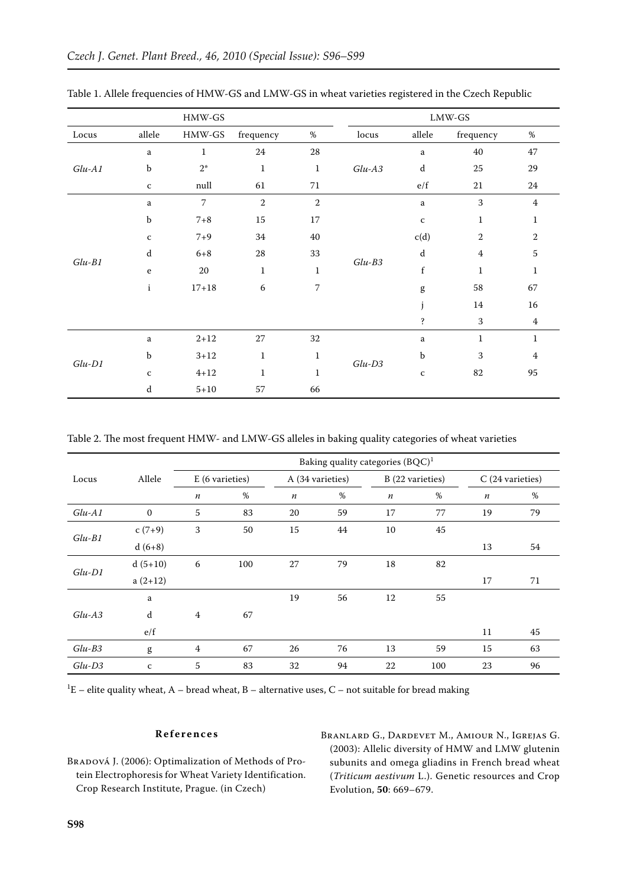Table 1. Allele frequencies of HMW-GS and LMW-GS in wheat varieties registered in the Czech Republic

| HMW-GS | | | | | LMW-GS | | | |
|---|---|---|---|---|---|---|---|---|
| Locus | allele | HMW-GS | frequency | % | locus | allele | frequency | % |
| *Glu-A1* | a | 1 | 24 | 28 | *Glu-A3* | a | 40 | 47 |
| | b | 2* | 1 | 1 | | d | 25 | 29 |
| | c | null | 61 | 71 | | e/f | 21 | 24 |
| *Glu-B1* | a | 7 | 2 | 2 | *Glu-B3* | a | 3 | 4 |
| | b | 7+8 | 15 | 17 | | c | 1 | 1 |
| | c | 7+9 | 34 | 40 | | c(d) | 2 | 2 |
| | d | 6+8 | 28 | 33 | | d | 4 | 5 |
| | e | 20 | 1 | 1 | | f | 1 | 1 |
| | i | 17+18 | 6 | 7 | | g | 58 | 67 |
| | | | | | | j | 14 | 16 |
| | | | | | | ? | 3 | 4 |
| *Glu-D1* | a | 2+12 | 27 | 32 | *Glu-D3* | a | 1 | 1 |
| | b | 3+12 | 1 | 1 | | b | 3 | 4 |
| | c | 4+12 | 1 | 1 | | c | 82 | 95 |
| | d | 5+10 | 57 | 66 | | | | |

Table 2. The most frequent HMW- and LMW-GS alleles in baking quality categories of wheat varieties

| Locus | Allele | Baking quality categories (BQC)[1] | | | | | | | |
|---|---|---|---|---|---|---|---|---|---|
| | | E (6 varieties) | | A (34 varieties) | | B (22 varieties) | | C (24 varieties) | |
| | | *n* | % | *n* | % | *n* | % | *n* | % |
| *Glu-A1* | 0 | 5 | 83 | 20 | 59 | 17 | 77 | 19 | 79 |
| *Glu-B1* | c (7+9) | 3 | 50 | 15 | 44 | 10 | 45 | | |
| | d (6+8) | | | | | | | 13 | 54 |
| *Glu-D1* | d (5+10) | 6 | 100 | 27 | 79 | 18 | 82 | | |
| | a (2+12) | | | | | | | 17 | 71 |
| *Glu-A3* | a | | | 19 | 56 | 12 | 55 | | |
| | d | 4 | 67 | | | | | | |
| | e/f | | | | | | | 11 | 45 |
| *Glu-B3* | g | 4 | 67 | 26 | 76 | 13 | 59 | 15 | 63 |
| *Glu-D3* | c | 5 | 83 | 32 | 94 | 22 | 100 | 23 | 96 |

[1]E – elite quality wheat, A – bread wheat, B – alternative uses, C – not suitable for bread making

## References

Bradová J. (2006): Optimalization of Methods of Protein Electrophoresis for Wheat Variety Identification. Crop Research Institute, Prague. (in Czech)

Branlard G., Dardevet M., Amiour N., Igrejas G. (2003): Allelic diversity of HMW and LMW glutenin subunits and omega gliadins in French bread wheat (*Triticum aestivum* L.). Genetic resources and Crop Evolution, **50**: 669–679.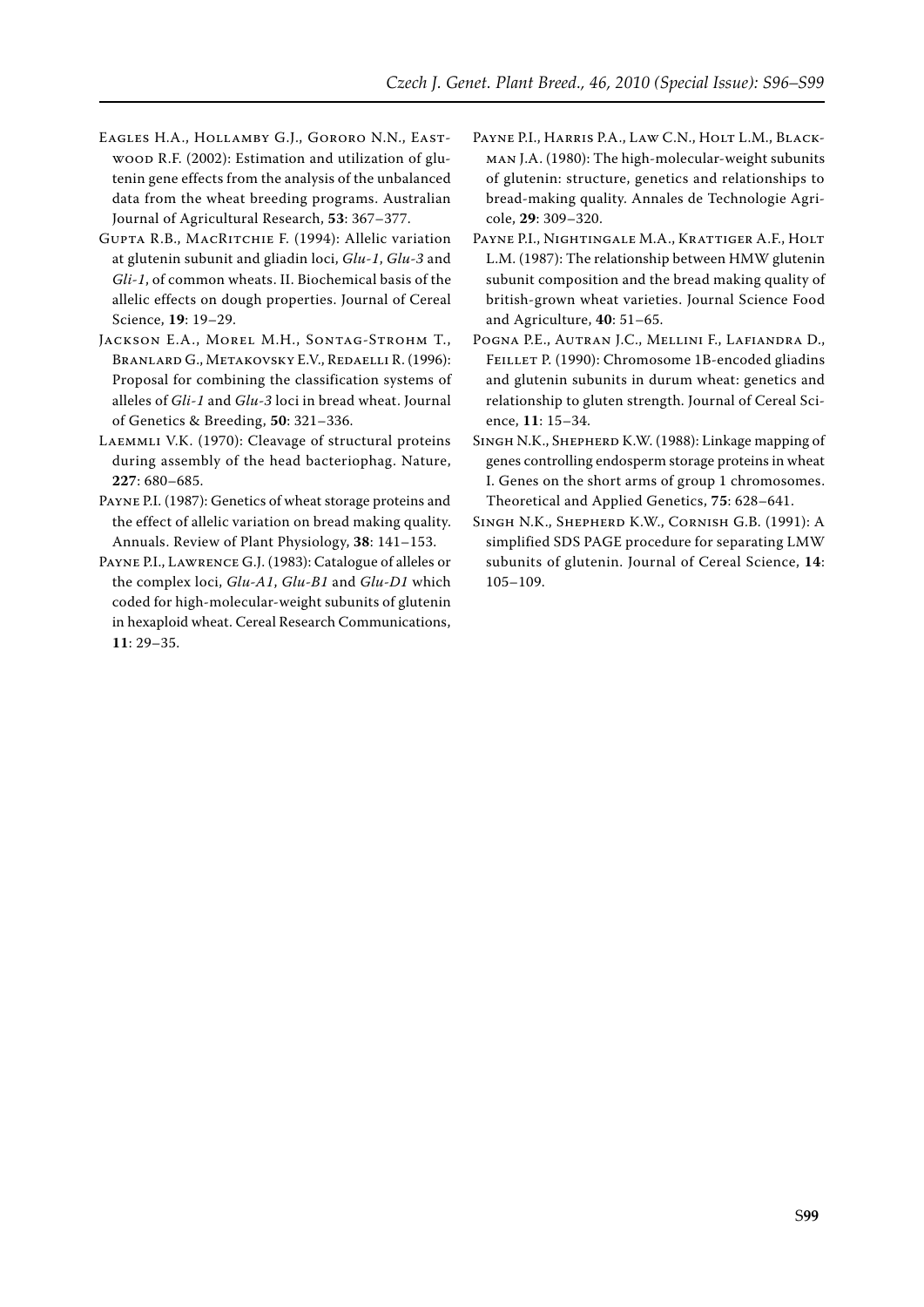Eagles H.A., Hollamby G.J., Gororo N.N., Eastwood R.F. (2002): Estimation and utilization of glutenin gene effects from the analysis of the unbalanced data from the wheat breeding programs. Australian Journal of Agricultural Research, **53**: 367–377.

Gupta R.B., MacRitchie F. (1994): Allelic variation at glutenin subunit and gliadin loci, *Glu-1*, *Glu-3* and *Gli-1*, of common wheats. II. Biochemical basis of the allelic effects on dough properties. Journal of Cereal Science, **19**: 19–29.

Jackson E.A., Morel M.H., Sontag-Strohm T., Branlard G., Metakovsky E.V., Redaelli R. (1996): Proposal for combining the classification systems of alleles of *Gli-1* and *Glu-3* loci in bread wheat. Journal of Genetics & Breeding, **50**: 321–336.

Laemmli V.K. (1970): Cleavage of structural proteins during assembly of the head bacteriophag. Nature, **227**: 680–685.

Payne P.I. (1987): Genetics of wheat storage proteins and the effect of allelic variation on bread making quality. Annuals. Review of Plant Physiology, **38**: 141–153.

Payne P.I., Lawrence G.J. (1983): Catalogue of alleles or the complex loci, *Glu-A1*, *Glu-B1* and *Glu-D1* which coded for high-molecular-weight subunits of glutenin in hexaploid wheat. Cereal Research Communications, **11**: 29–35.

Payne P.I., Harris P.A., Law C.N., Holt L.M., Blackman J.A. (1980): The high-molecular-weight subunits of glutenin: structure, genetics and relationships to bread-making quality. Annales de Technologie Agricole, **29**: 309–320.

Payne P.I., Nightingale M.A., Krattiger A.F., Holt L.M. (1987): The relationship between HMW glutenin subunit composition and the bread making quality of british-grown wheat varieties. Journal Science Food and Agriculture, **40**: 51–65.

Pogna P.E., Autran J.C., Mellini F., Lafiandra D., Feillet P. (1990): Chromosome 1B-encoded gliadins and glutenin subunits in durum wheat: genetics and relationship to gluten strength. Journal of Cereal Science, **11**: 15–34.

Singh N.K., Shepherd K.W. (1988): Linkage mapping of genes controlling endosperm storage proteins in wheat I. Genes on the short arms of group 1 chromosomes. Theoretical and Applied Genetics, **75**: 628–641.

Singh N.K., Shepherd K.W., Cornish G.B. (1991): A simplified SDS PAGE procedure for separating LMW subunits of glutenin. Journal of Cereal Science, **14**: 105–109.